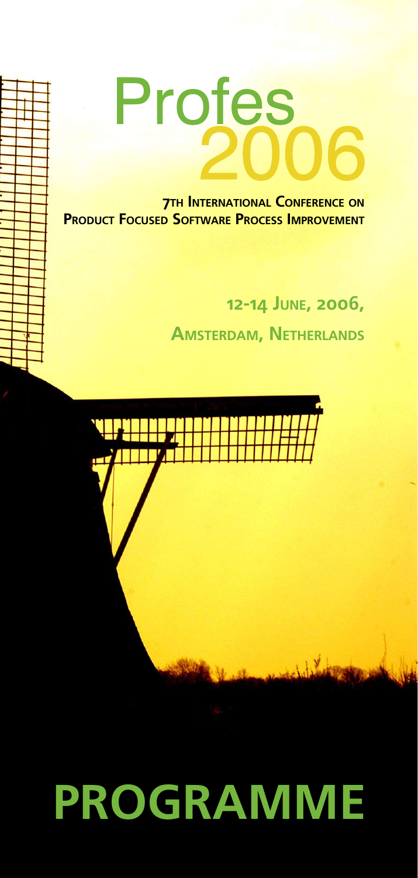# Profes 2006

**7th International Conference on Product Focused Software Process Improvement**

**12-14 June, 2006,**

**Amsterdam, Netherlands**

# PROGRAMME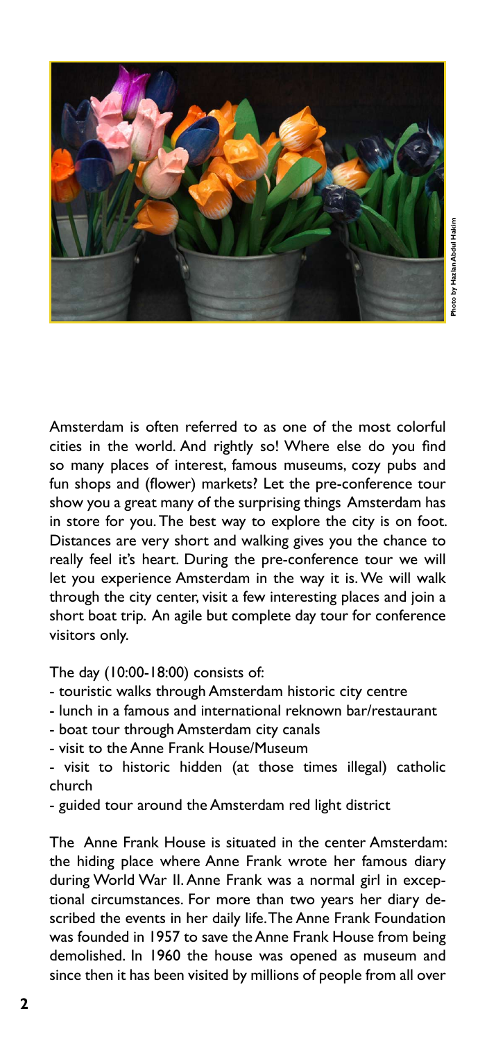Photo by Hazlan Abdul Hakim

Amsterdam is often referred to as one of the most colorful cities in the world. And rightly so! Where else do you find so many places of interest, famous museums, cozy pubs and fun shops and (flower) markets? Let the pre-conference tour show you a great many of the surprising things Amsterdam has in store for you. The best way to explore the city is on foot. Distances are very short and walking gives you the chance to really feel it's heart. During the pre-conference tour we will let you experience Amsterdam in the way it is. We will walk through the city center, visit a few interesting places and join a short boat trip. An agile but complete day tour for conference visitors only.

The day (10:00-18:00) consists of:

- touristic walks through Amsterdam historic city centre
- lunch in a famous and international reknown bar/restaurant
- boat tour through Amsterdam city canals
- visit to the Anne Frank House/Museum
- visit to historic hidden (at those times illegal) catholic church
- guided tour around the Amsterdam red light district

The Anne Frank House is situated in the center Amsterdam: the hiding place where Anne Frank wrote her famous diary during World War II. Anne Frank was a normal girl in exceptional circumstances. For more than two years her diary described the events in her daily life. The Anne Frank Foundation was founded in 1957 to save the Anne Frank House from being demolished. In 1960 the house was opened as museum and since then it has been visited by millions of people from all over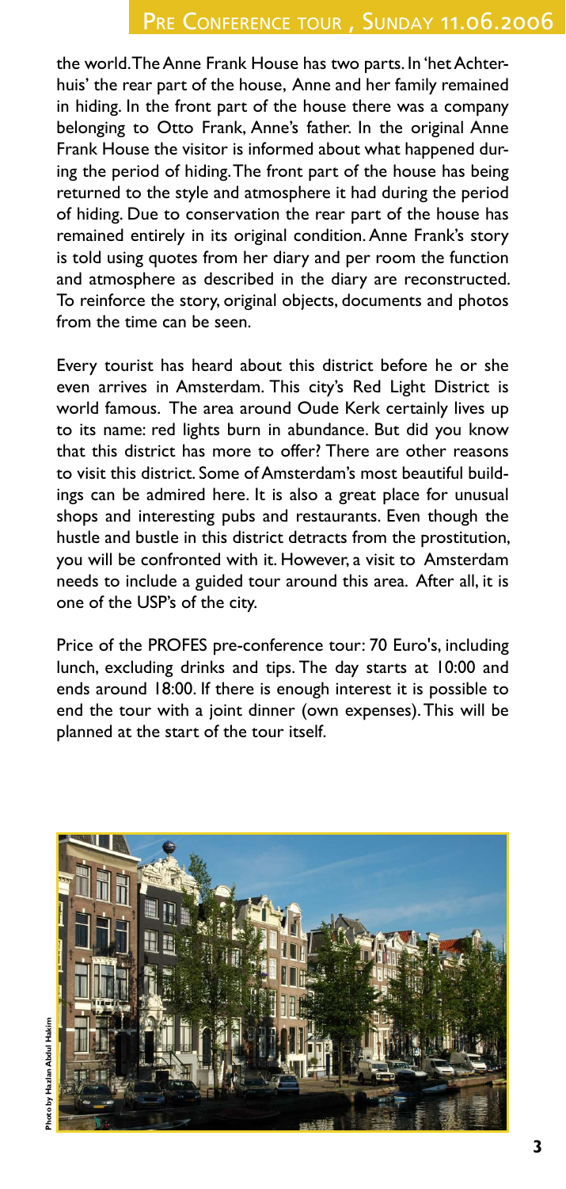the world. The Anne Frank House has two parts. In 'het Achterhuis' the rear part of the house, Anne and her family remained in hiding. In the front part of the house there was a company belonging to Otto Frank, Anne's father. In the original Anne Frank House the visitor is informed about what happened during the period of hiding. The front part of the house has being returned to the style and atmosphere it had during the period of hiding. Due to conservation the rear part of the house has remained entirely in its original condition. Anne Frank's story is told using quotes from her diary and per room the function and atmosphere as described in the diary are reconstructed. To reinforce the story, original objects, documents and photos from the time can be seen.

Every tourist has heard about this district before he or she even arrives in Amsterdam. This city's Red Light District is world famous. The area around Oude Kerk certainly lives up to its name: red lights burn in abundance. But did you know that this district has more to offer? There are other reasons to visit this district. Some of Amsterdam's most beautiful buildings can be admired here. It is also a great place for unusual shops and interesting pubs and restaurants. Even though the hustle and bustle in this district detracts from the prostitution, you will be confronted with it. However, a visit to Amsterdam needs to include a guided tour around this area. After all, it is one of the USP's of the city.

Price of the PROFES pre-conference tour: 70 Euro's, including lunch, excluding drinks and tips. The day starts at 10:00 and ends around 18:00. If there is enough interest it is possible to end the tour with a joint dinner (own expenses). This will be planned at the start of the tour itself.

Photo by Hazlan Abdul Hakim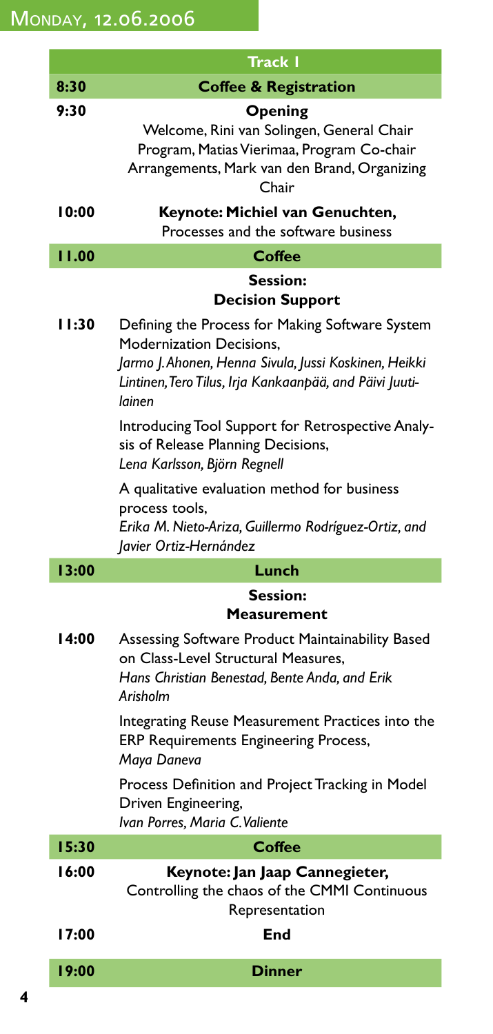# Monday, 12.06.2006

| | Track I |
|---|---|
| 8:30 | **Coffee & Registration** |
| 9:30 | **Opening**<br>Welcome, Rini van Solingen, General Chair<br>Program, Matias Vierimaa, Program Co-chair<br>Arrangements, Mark van den Brand, Organizing Chair |
| 10:00 | **Keynote: Michiel van Genuchten,**<br>Processes and the software business |
| 11.00 | **Coffee** |
| | **Session: Decision Support** |
| 11:30 | Defining the Process for Making Software System Modernization Decisions,<br>*Jarmo J. Ahonen, Henna Sivula, Jussi Koskinen, Heikki Lintinen, Tero Tilus, Irja Kankaanpää, and Päivi Juutilainen*<br><br>Introducing Tool Support for Retrospective Analysis of Release Planning Decisions,<br>*Lena Karlsson, Björn Regnell*<br><br>A qualitative evaluation method for business process tools,<br>*Erika M. Nieto-Ariza, Guillermo Rodríguez-Ortiz, and Javier Ortiz-Hernández* |
| 13:00 | **Lunch** |
| | **Session: Measurement** |
| 14:00 | Assessing Software Product Maintainability Based on Class-Level Structural Measures,<br>*Hans Christian Benestad, Bente Anda, and Erik Arisholm*<br><br>Integrating Reuse Measurement Practices into the ERP Requirements Engineering Process,<br>*Maya Daneva*<br><br>Process Definition and Project Tracking in Model Driven Engineering,<br>*Ivan Porres, Maria C. Valiente* |
| 15:30 | **Coffee** |
| 16:00 | **Keynote: Jan Jaap Cannegieter,**<br>Controlling the chaos of the CMMI Continuous Representation |
| 17:00 | **End** |
| 19:00 | **Dinner** |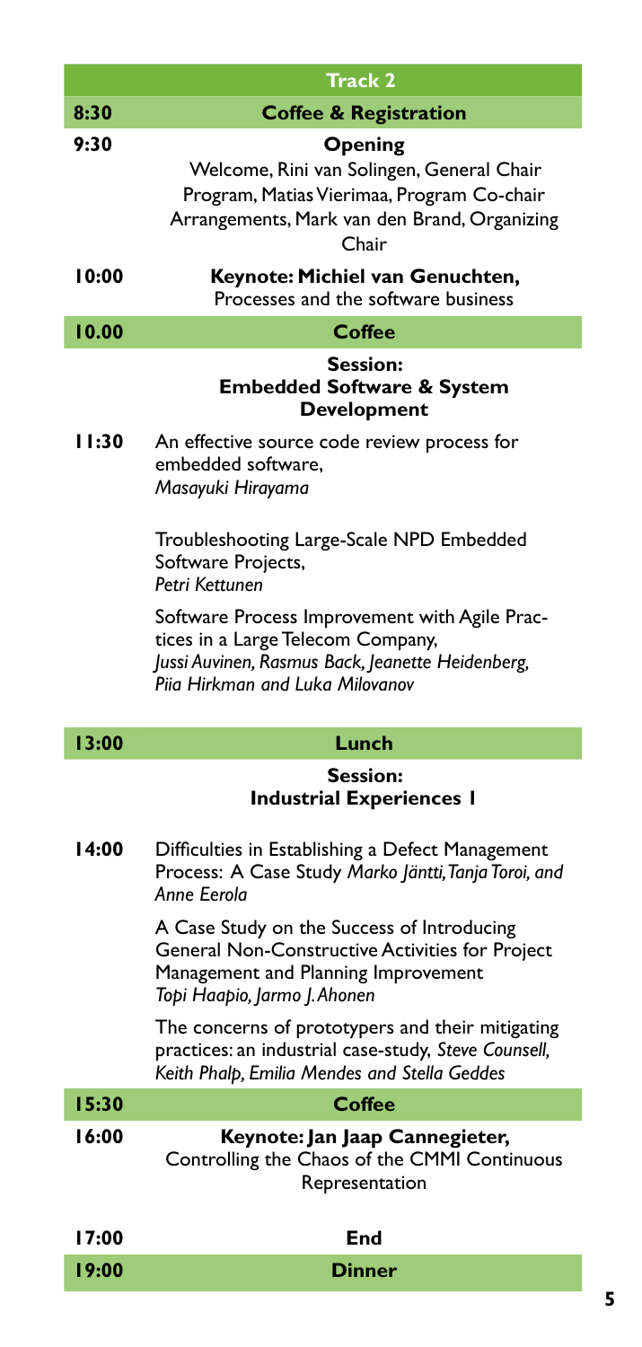| | Track 2 |
|---|---|
| 8:30 | **Coffee & Registration** |
| 9:30 | **Opening**<br>Welcome, Rini van Solingen, General Chair<br>Program, Matias Vierimaa, Program Co-chair<br>Arrangements, Mark van den Brand, Organizing Chair |
| 10:00 | **Keynote: Michiel van Genuchten,**<br>Processes and the software business |
| 10.00 | **Coffee** |
| | **Session:**<br>**Embedded Software & System Development** |
| 11:30 | An effective source code review process for embedded software,<br>*Masayuki Hirayama*<br><br>Troubleshooting Large-Scale NPD Embedded Software Projects,<br>*Petri Kettunen*<br><br>Software Process Improvement with Agile Practices in a Large Telecom Company,<br>*Jussi Auvinen, Rasmus Back, Jeanette Heidenberg, Piia Hirkman and Luka Milovanov* |
| 13:00 | **Lunch** |
| | **Session:**<br>**Industrial Experiences 1** |
| 14:00 | Difficulties in Establishing a Defect Management Process: A Case Study *Marko Jäntti, Tanja Toroi, and Anne Eerola*<br><br>A Case Study on the Success of Introducing General Non-Constructive Activities for Project Management and Planning Improvement<br>*Topi Haapio, Jarmo J. Ahonen*<br><br>The concerns of prototypers and their mitigating practices: an industrial case-study, *Steve Counsell, Keith Phalp, Emilia Mendes and Stella Geddes* |
| 15:30 | **Coffee** |
| 16:00 | **Keynote: Jan Jaap Cannegieter,**<br>Controlling the Chaos of the CMMI Continuous Representation |
| 17:00 | **End** |
| 19:00 | **Dinner** |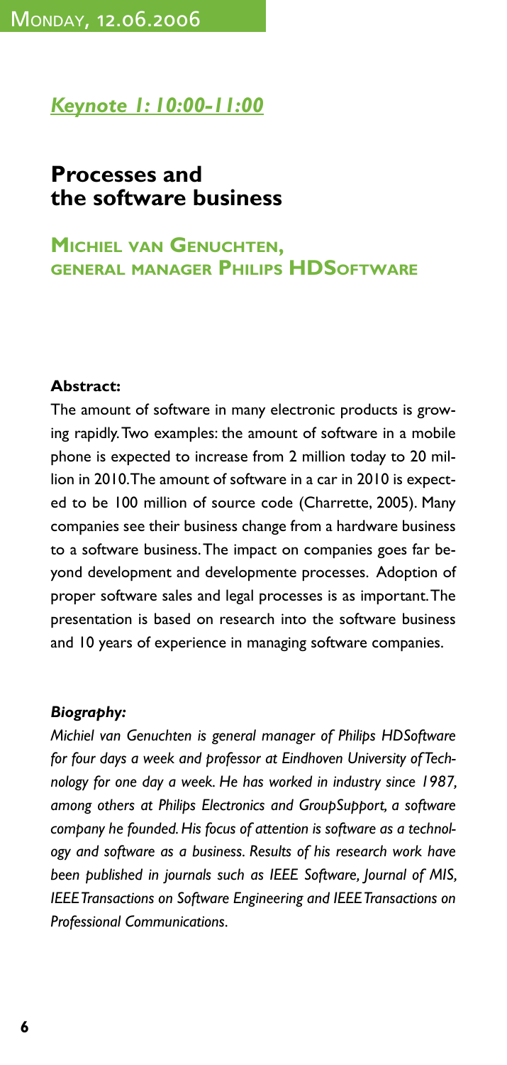Monday, 12.06.2006

*Keynote 1: 10:00-11:00*

## Processes and the software business

### Michiel van Genuchten, general manager Philips HDSoftware

**Abstract:**

The amount of software in many electronic products is growing rapidly. Two examples: the amount of software in a mobile phone is expected to increase from 2 million today to 20 million in 2010. The amount of software in a car in 2010 is expected to be 100 million of source code (Charrette, 2005). Many companies see their business change from a hardware business to a software business. The impact on companies goes far beyond development and developmente processes. Adoption of proper software sales and legal processes is as important. The presentation is based on research into the software business and 10 years of experience in managing software companies.

***Biography:***

*Michiel van Genuchten is general manager of Philips HDSoftware for four days a week and professor at Eindhoven University of Technology for one day a week. He has worked in industry since 1987, among others at Philips Electronics and GroupSupport, a software company he founded. His focus of attention is software as a technology and software as a business. Results of his research work have been published in journals such as IEEE Software, Journal of MIS, IEEE Transactions on Software Engineering and IEEE Transactions on Professional Communications.*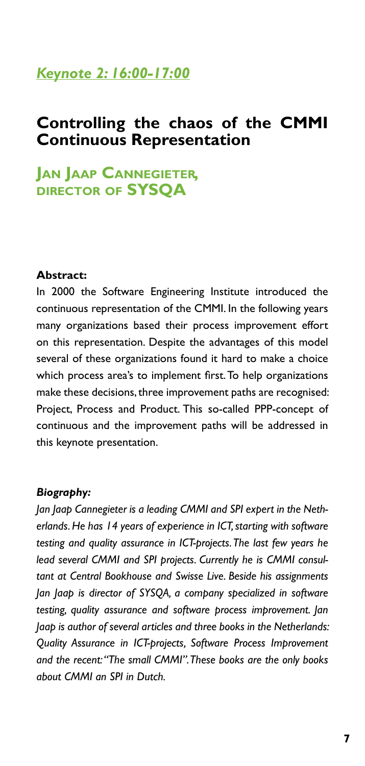*Keynote 2: 16:00-17:00*

# Controlling the chaos of the CMMI Continuous Representation

## Jan Jaap Cannegieter, director of SYSQA

**Abstract:**

In 2000 the Software Engineering Institute introduced the continuous representation of the CMMI. In the following years many organizations based their process improvement effort on this representation. Despite the advantages of this model several of these organizations found it hard to make a choice which process area's to implement first. To help organizations make these decisions, three improvement paths are recognised: Project, Process and Product. This so-called PPP-concept of continuous and the improvement paths will be addressed in this keynote presentation.

***Biography:***

*Jan Jaap Cannegieter is a leading CMMI and SPI expert in the Netherlands. He has 14 years of experience in ICT, starting with software testing and quality assurance in ICT-projects. The last few years he lead several CMMI and SPI projects. Currently he is CMMI consultant at Central Bookhouse and Swisse Live. Beside his assignments Jan Jaap is director of SYSQA, a company specialized in software testing, quality assurance and software process improvement. Jan Jaap is author of several articles and three books in the Netherlands: Quality Assurance in ICT-projects, Software Process Improvement and the recent: "The small CMMI". These books are the only books about CMMI an SPI in Dutch.*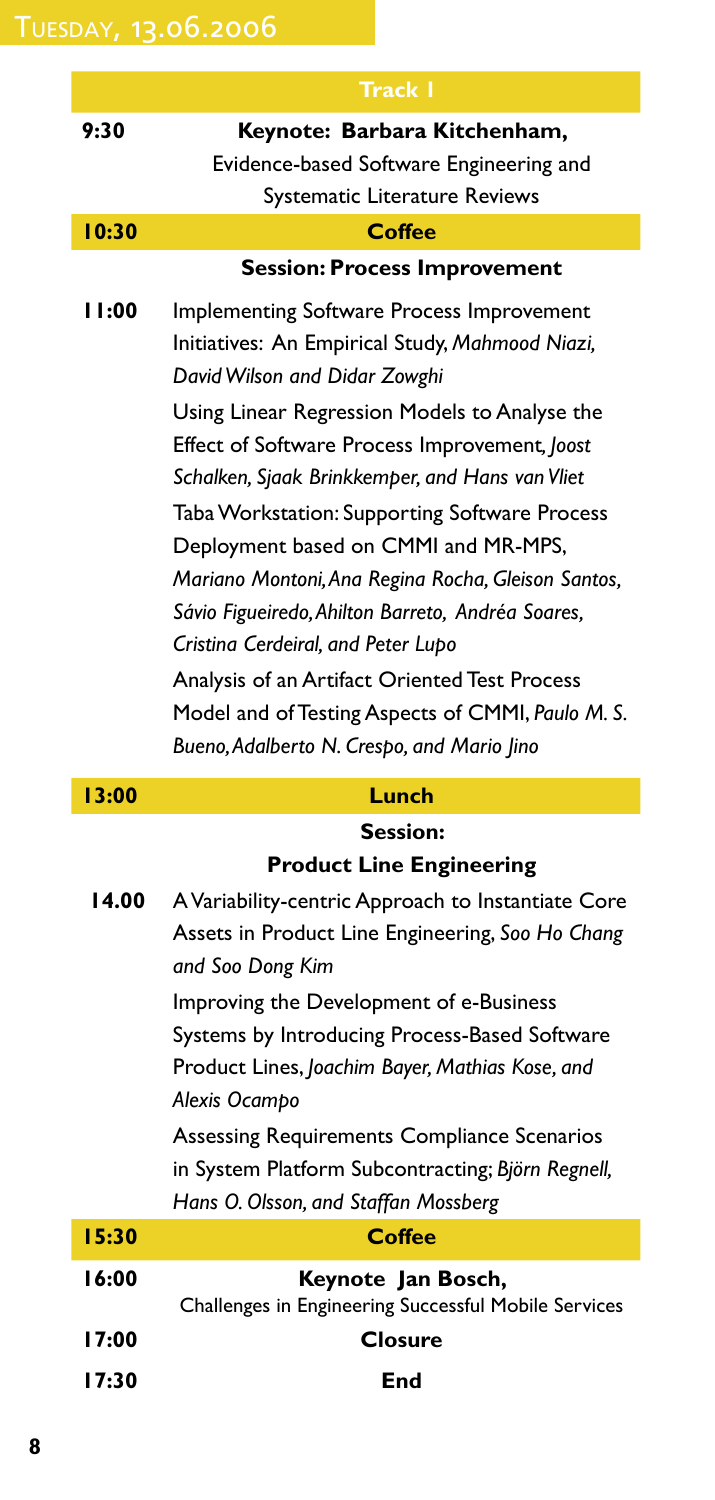## Tuesday, 13.06.2006

| | Track I |
|---|---|
| 9:30 | **Keynote: Barbara Kitchenham,** Evidence-based Software Engineering and Systematic Literature Reviews |
| 10:30 | **Coffee** |
| | **Session: Process Improvement** |
| 11:00 | Implementing Software Process Improvement Initiatives: An Empirical Study, *Mahmood Niazi, David Wilson and Didar Zowghi* |
| | Using Linear Regression Models to Analyse the Effect of Software Process Improvement, *Joost Schalken, Sjaak Brinkkemper, and Hans van Vliet* |
| | Taba Workstation: Supporting Software Process Deployment based on CMMI and MR-MPS, *Mariano Montoni, Ana Regina Rocha, Gleison Santos, Sávio Figueiredo, Ahilton Barreto, Andréa Soares, Cristina Cerdeiral, and Peter Lupo* |
| | Analysis of an Artifact Oriented Test Process Model and of Testing Aspects of CMMI, *Paulo M. S. Bueno, Adalberto N. Crespo, and Mario Jino* |
| 13:00 | **Lunch** |
| | **Session: Product Line Engineering** |
| 14.00 | A Variability-centric Approach to Instantiate Core Assets in Product Line Engineering, *Soo Ho Chang and Soo Dong Kim* |
| | Improving the Development of e-Business Systems by Introducing Process-Based Software Product Lines, *Joachim Bayer, Mathias Kose, and Alexis Ocampo* |
| | Assessing Requirements Compliance Scenarios in System Platform Subcontracting; *Björn Regnell, Hans O. Olsson, and Staffan Mossberg* |
| 15:30 | **Coffee** |
| 16:00 | **Keynote Jan Bosch,** Challenges in Engineering Successful Mobile Services |
| 17:00 | **Closure** |
| 17:30 | **End** |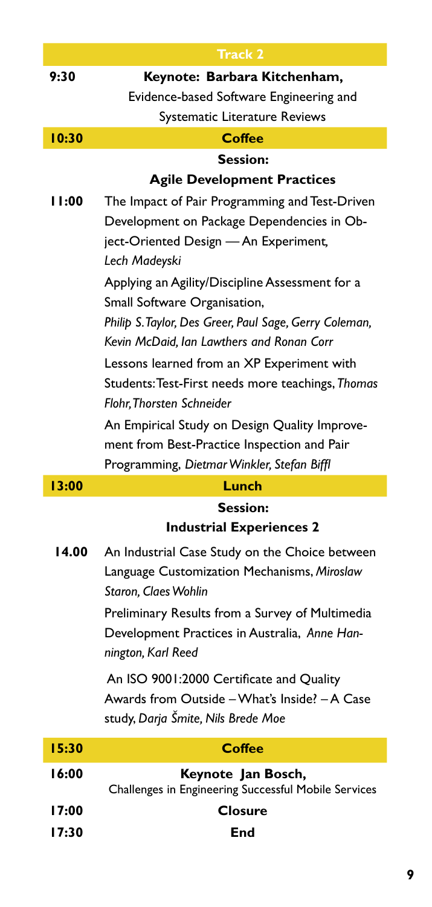## Track 2

| Time | |
|---|---|
| 9:30 | **Keynote: Barbara Kitchenham,** Evidence-based Software Engineering and Systematic Literature Reviews |
| **10:30** | **Coffee** |
| | **Session: Agile Development Practices** |
| 11:00 | The Impact of Pair Programming and Test-Driven Development on Package Dependencies in Object-Oriented Design — An Experiment, *Lech Madeyski* |
| | Applying an Agility/Discipline Assessment for a Small Software Organisation, *Philip S. Taylor, Des Greer, Paul Sage, Gerry Coleman, Kevin McDaid, Ian Lawthers and Ronan Corr* |
| | Lessons learned from an XP Experiment with Students: Test-First needs more teachings, *Thomas Flohr, Thorsten Schneider* |
| | An Empirical Study on Design Quality Improvement from Best-Practice Inspection and Pair Programming, *Dietmar Winkler, Stefan Biffl* |
| **13:00** | **Lunch** |
| | **Session: Industrial Experiences 2** |
| 14.00 | An Industrial Case Study on the Choice between Language Customization Mechanisms, *Miroslaw Staron, Claes Wohlin* |
| | Preliminary Results from a Survey of Multimedia Development Practices in Australia, *Anne Hannington, Karl Reed* |
| | An ISO 9001:2000 Certificate and Quality Awards from Outside – What's Inside? – A Case study, *Darja Šmite, Nils Brede Moe* |
| **15:30** | **Coffee** |
| 16:00 | **Keynote Jan Bosch,** Challenges in Engineering Successful Mobile Services |
| 17:00 | **Closure** |
| 17:30 | **End** |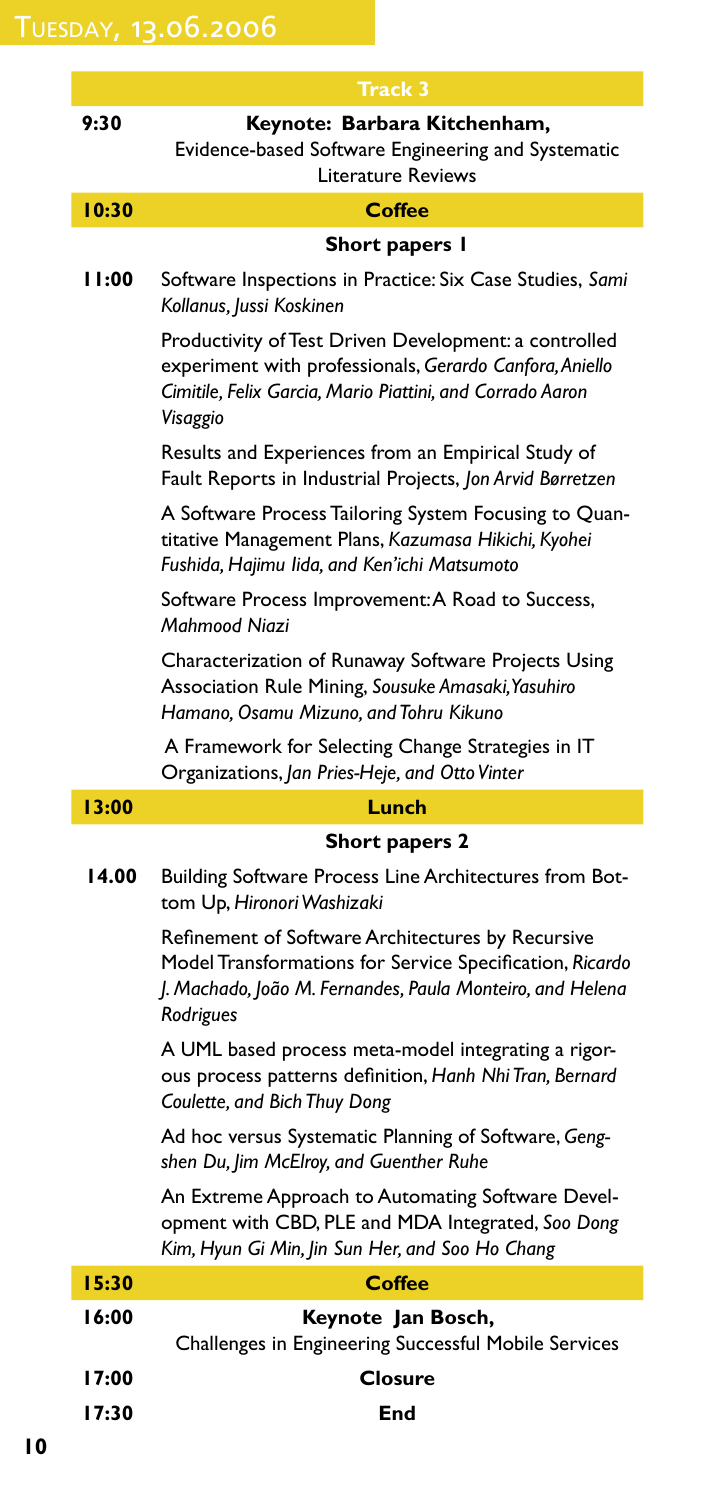# Tuesday, 13.06.2006

| | Track 3 |
|---|---|
| 9:30 | **Keynote: Barbara Kitchenham,** Evidence-based Software Engineering and Systematic Literature Reviews |
| **10:30** | **Coffee** |
| | **Short papers 1** |
| **11:00** | Software Inspections in Practice: Six Case Studies, *Sami Kollanus, Jussi Koskinen* |
| | Productivity of Test Driven Development: a controlled experiment with professionals, *Gerardo Canfora, Aniello Cimitile, Felix Garcia, Mario Piattini, and Corrado Aaron Visaggio* |
| | Results and Experiences from an Empirical Study of Fault Reports in Industrial Projects, *Jon Arvid Børretzen* |
| | A Software Process Tailoring System Focusing to Quantitative Management Plans, *Kazumasa Hikichi, Kyohei Fushida, Hajimu Iida, and Ken'ichi Matsumoto* |
| | Software Process Improvement: A Road to Success, *Mahmood Niazi* |
| | Characterization of Runaway Software Projects Using Association Rule Mining, *Sousuke Amasaki, Yasuhiro Hamano, Osamu Mizuno, and Tohru Kikuno* |
| | A Framework for Selecting Change Strategies in IT Organizations, *Jan Pries-Heje, and Otto Vinter* |
| **13:00** | **Lunch** |
| | **Short papers 2** |
| **14.00** | Building Software Process Line Architectures from Bottom Up, *Hironori Washizaki* |
| | Refinement of Software Architectures by Recursive Model Transformations for Service Specification, *Ricardo J. Machado, João M. Fernandes, Paula Monteiro, and Helena Rodrigues* |
| | A UML based process meta-model integrating a rigorous process patterns definition, *Hanh Nhi Tran, Bernard Coulette, and Bich Thuy Dong* |
| | Ad hoc versus Systematic Planning of Software, *Gengshen Du, Jim McElroy, and Guenther Ruhe* |
| | An Extreme Approach to Automating Software Development with CBD, PLE and MDA Integrated, *Soo Dong Kim, Hyun Gi Min, Jin Sun Her, and Soo Ho Chang* |
| **15:30** | **Coffee** |
| **16:00** | **Keynote Jan Bosch,** Challenges in Engineering Successful Mobile Services |
| **17:00** | **Closure** |
| **17:30** | **End** |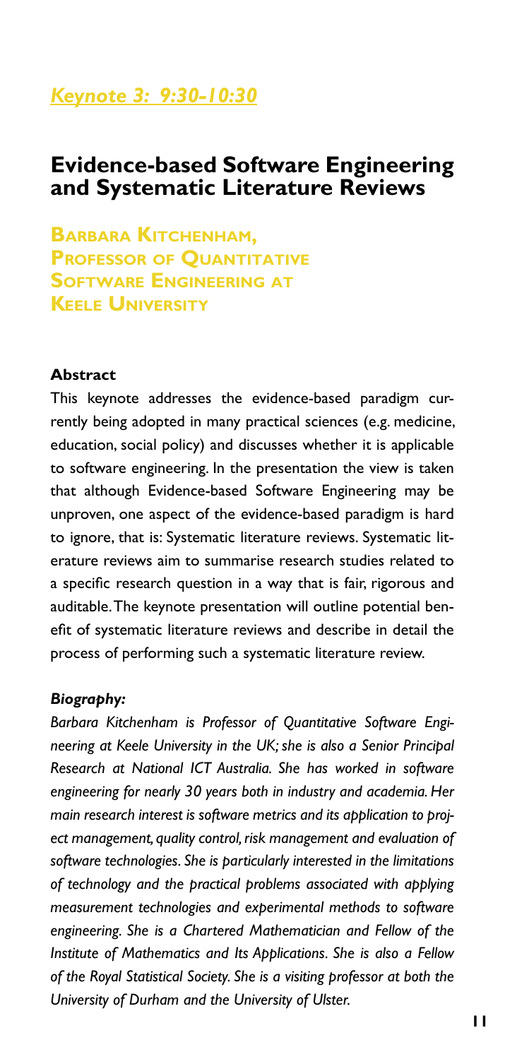## *Keynote 3: 9:30-10:30*

# Evidence-based Software Engineering and Systematic Literature Reviews

**Barbara Kitchenham, Professor of Quantitative Software Engineering at Keele University**

**Abstract**

This keynote addresses the evidence-based paradigm currently being adopted in many practical sciences (e.g. medicine, education, social policy) and discusses whether it is applicable to software engineering. In the presentation the view is taken that although Evidence-based Software Engineering may be unproven, one aspect of the evidence-based paradigm is hard to ignore, that is: Systematic literature reviews. Systematic literature reviews aim to summarise research studies related to a specific research question in a way that is fair, rigorous and auditable. The keynote presentation will outline potential benefit of systematic literature reviews and describe in detail the process of performing such a systematic literature review.

***Biography:***

*Barbara Kitchenham is Professor of Quantitative Software Engineering at Keele University in the UK; she is also a Senior Principal Research at National ICT Australia. She has worked in software engineering for nearly 30 years both in industry and academia. Her main research interest is software metrics and its application to project management, quality control, risk management and evaluation of software technologies. She is particularly interested in the limitations of technology and the practical problems associated with applying measurement technologies and experimental methods to software engineering. She is a Chartered Mathematician and Fellow of the Institute of Mathematics and Its Applications. She is also a Fellow of the Royal Statistical Society. She is a visiting professor at both the University of Durham and the University of Ulster.*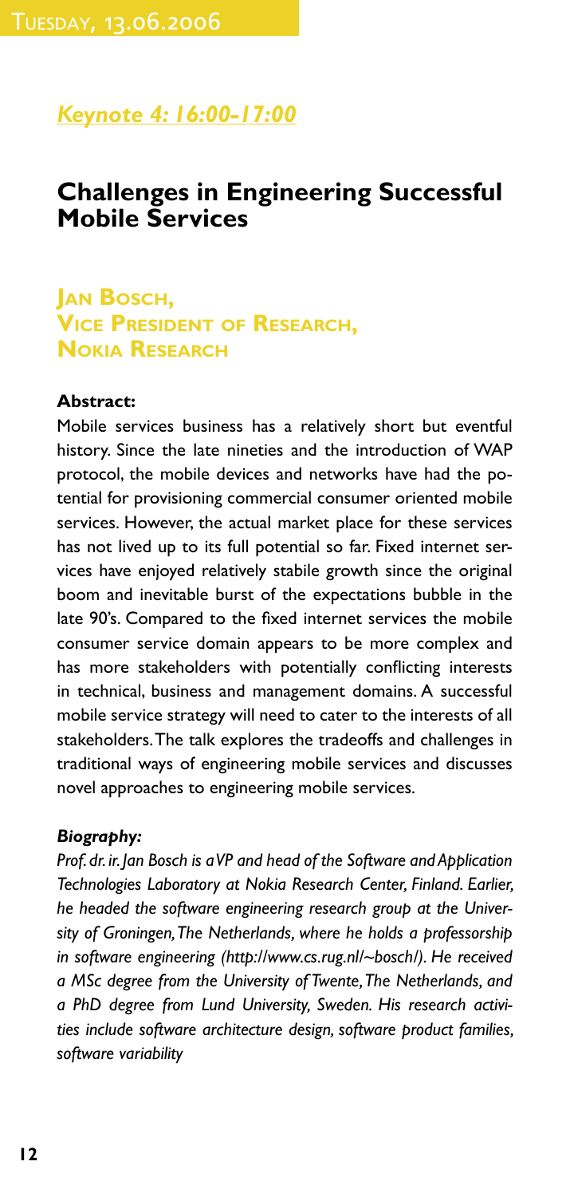Tuesday, 13.06.2006

## *Keynote 4: 16:00-17:00*

# Challenges in Engineering Successful Mobile Services

## Jan Bosch, Vice President of Research, Nokia Research

**Abstract:**

Mobile services business has a relatively short but eventful history. Since the late nineties and the introduction of WAP protocol, the mobile devices and networks have had the potential for provisioning commercial consumer oriented mobile services. However, the actual market place for these services has not lived up to its full potential so far. Fixed internet services have enjoyed relatively stabile growth since the original boom and inevitable burst of the expectations bubble in the late 90's. Compared to the fixed internet services the mobile consumer service domain appears to be more complex and has more stakeholders with potentially conflicting interests in technical, business and management domains. A successful mobile service strategy will need to cater to the interests of all stakeholders. The talk explores the tradeoffs and challenges in traditional ways of engineering mobile services and discusses novel approaches to engineering mobile services.

***Biography:***

*Prof. dr. ir. Jan Bosch is a VP and head of the Software and Application Technologies Laboratory at Nokia Research Center, Finland. Earlier, he headed the software engineering research group at the University of Groningen, The Netherlands, where he holds a professorship in software engineering (http://www.cs.rug.nl/~bosch/). He received a MSc degree from the University of Twente, The Netherlands, and a PhD degree from Lund University, Sweden. His research activities include software architecture design, software product families, software variability*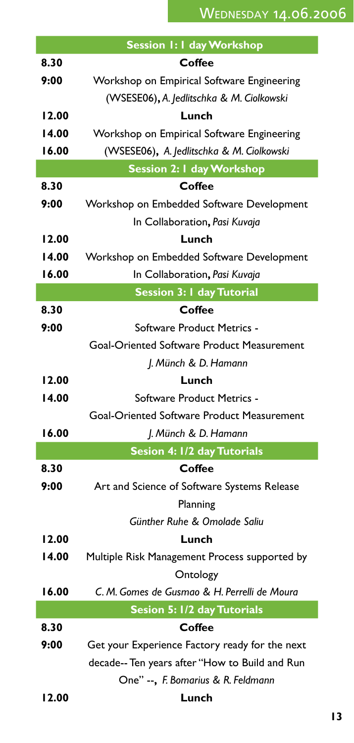# Wednesday 14.06.2006

| | Session 1: 1 day Workshop |
|---|---|
| 8.30 | **Coffee** |
| 9:00 | Workshop on Empirical Software Engineering (WSESE06), *A. Jedlitschka & M. Ciolkowski* |
| 12.00 | **Lunch** |
| 14.00 | Workshop on Empirical Software Engineering |
| 16.00 | (WSESE06), *A. Jedlitschka & M. Ciolkowski* |
| | **Session 2: 1 day Workshop** |
| 8.30 | **Coffee** |
| 9:00 | Workshop on Embedded Software Development In Collaboration, *Pasi Kuvaja* |
| 12.00 | **Lunch** |
| 14.00 | Workshop on Embedded Software Development |
| 16.00 | In Collaboration, *Pasi Kuvaja* |
| | **Session 3: 1 day Tutorial** |
| 8.30 | **Coffee** |
| 9:00 | Software Product Metrics - Goal-Oriented Software Product Measurement *J. Münch & D. Hamann* |
| 12.00 | **Lunch** |
| 14.00 | Software Product Metrics - Goal-Oriented Software Product Measurement |
| 16.00 | *J. Münch & D. Hamann* |
| | **Sesion 4: 1/2 day Tutorials** |
| 8.30 | **Coffee** |
| 9:00 | Art and Science of Software Systems Release Planning *Günther Ruhe & Omolade Saliu* |
| 12.00 | **Lunch** |
| 14.00 | Multiple Risk Management Process supported by Ontology |
| 16.00 | *C. M. Gomes de Gusmao & H. Perrelli de Moura* |
| | **Sesion 5: 1/2 day Tutorials** |
| 8.30 | **Coffee** |
| 9:00 | Get your Experience Factory ready for the next decade-- Ten years after "How to Build and Run One" --, *F. Bomarius & R. Feldmann* |
| 12.00 | **Lunch** |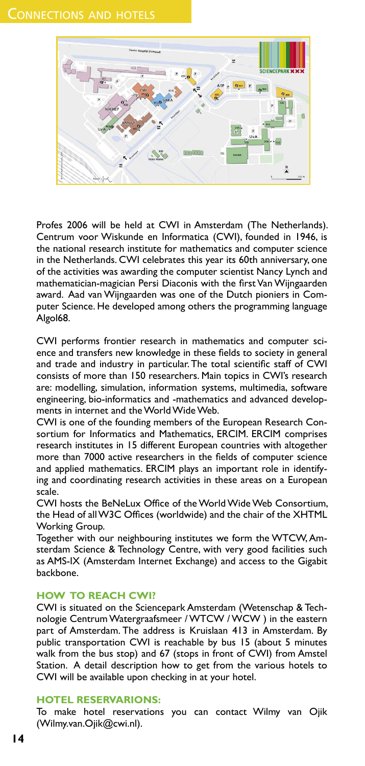# Connections and hotels

Profes 2006 will be held at CWI in Amsterdam (The Netherlands). Centrum voor Wiskunde en Informatica (CWI), founded in 1946, is the national research institute for mathematics and computer science in the Netherlands. CWI celebrates this year its 60th anniversary, one of the activities was awarding the computer scientist Nancy Lynch and mathematician-magician Persi Diaconis with the first Van Wijngaarden award. Aad van Wijngaarden was one of the Dutch pioniers in Computer Science. He developed among others the programming language Algol68.

CWI performs frontier research in mathematics and computer science and transfers new knowledge in these fields to society in general and trade and industry in particular. The total scientific staff of CWI consists of more than 150 researchers. Main topics in CWI's research are: modelling, simulation, information systems, multimedia, software engineering, bio-informatics and -mathematics and advanced developments in internet and the World Wide Web.

CWI is one of the founding members of the European Research Consortium for Informatics and Mathematics, ERCIM. ERCIM comprises research institutes in 15 different European countries with altogether more than 7000 active researchers in the fields of computer science and applied mathematics. ERCIM plays an important role in identifying and coordinating research activities in these areas on a European scale.

CWI hosts the BeNeLux Office of the World Wide Web Consortium, the Head of all W3C Offices (worldwide) and the chair of the XHTML Working Group.

Together with our neighbouring institutes we form the WTCW, Amsterdam Science & Technology Centre, with very good facilities such as AMS-IX (Amsterdam Internet Exchange) and access to the Gigabit backbone.

## How to reach CWI?

CWI is situated on the Sciencepark Amsterdam (Wetenschap & Technologie Centrum Watergraafsmeer / WTCW / WCW ) in the eastern part of Amsterdam. The address is Kruislaan 413 in Amsterdam. By public transportation CWI is reachable by bus 15 (about 5 minutes walk from the bus stop) and 67 (stops in front of CWI) from Amstel Station. A detail description how to get from the various hotels to CWI will be available upon checking in at your hotel.

## Hotel reservarions:

To make hotel reservations you can contact Wilmy van Ojik (Wilmy.van.Ojik@cwi.nl).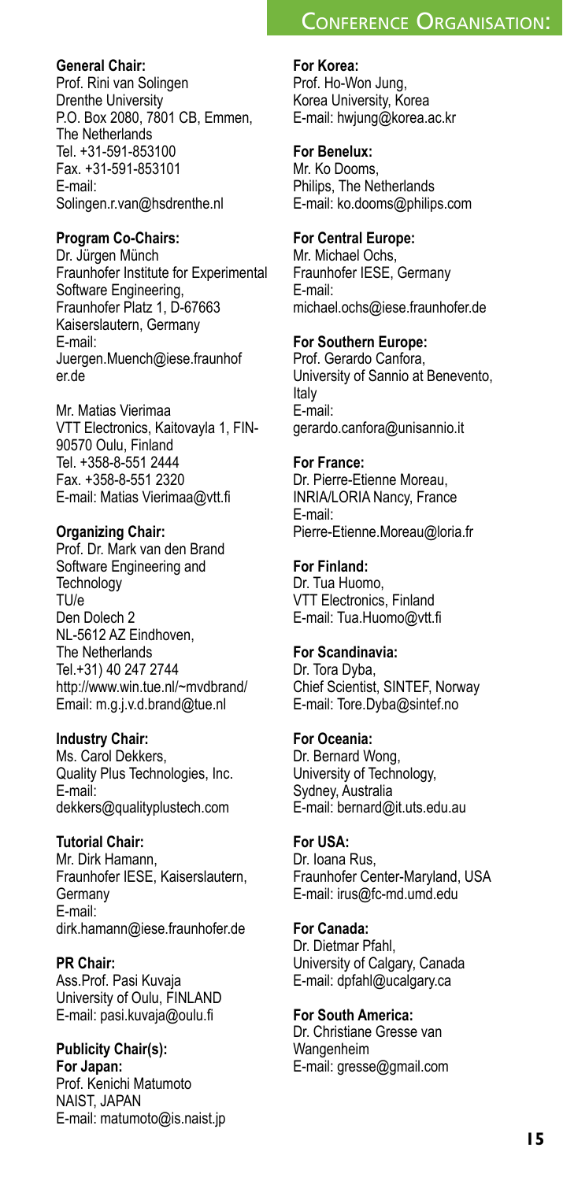# Conference Organisation:

**General Chair:**
Prof. Rini van Solingen
Drenthe University
P.O. Box 2080, 7801 CB, Emmen, The Netherlands
Tel. +31-591-853100
Fax. +31-591-853101
E-mail: Solingen.r.van@hsdrenthe.nl

**Program Co-Chairs:**
Dr. Jürgen Münch
Fraunhofer Institute for Experimental Software Engineering,
Fraunhofer Platz 1, D-67663 Kaiserslautern, Germany
E-mail: Juergen.Muench@iese.fraunhofer.de

Mr. Matias Vierimaa
VTT Electronics, Kaitovayla 1, FIN-90570 Oulu, Finland
Tel. +358-8-551 2444
Fax. +358-8-551 2320
E-mail: Matias Vierimaa@vtt.fi

**Organizing Chair:**
Prof. Dr. Mark van den Brand
Software Engineering and Technology
TU/e
Den Dolech 2
NL-5612 AZ Eindhoven, The Netherlands
Tel.+31) 40 247 2744
http://www.win.tue.nl/~mvdbrand/
Email: m.g.j.v.d.brand@tue.nl

**Industry Chair:**
Ms. Carol Dekkers,
Quality Plus Technologies, Inc.
E-mail: dekkers@qualityplustech.com

**Tutorial Chair:**
Mr. Dirk Hamann,
Fraunhofer IESE, Kaiserslautern, Germany
E-mail: dirk.hamann@iese.fraunhofer.de

**PR Chair:**
Ass.Prof. Pasi Kuvaja
University of Oulu, FINLAND
E-mail: pasi.kuvaja@oulu.fi

**Publicity Chair(s):**

**For Japan:**
Prof. Kenichi Matumoto
NAIST, JAPAN
E-mail: matumoto@is.naist.jp

**For Korea:**
Prof. Ho-Won Jung,
Korea University, Korea
E-mail: hwjung@korea.ac.kr

**For Benelux:**
Mr. Ko Dooms,
Philips, The Netherlands
E-mail: ko.dooms@philips.com

**For Central Europe:**
Mr. Michael Ochs,
Fraunhofer IESE, Germany
E-mail: michael.ochs@iese.fraunhofer.de

**For Southern Europe:**
Prof. Gerardo Canfora,
University of Sannio at Benevento, Italy
E-mail: gerardo.canfora@unisannio.it

**For France:**
Dr. Pierre-Etienne Moreau,
INRIA/LORIA Nancy, France
E-mail: Pierre-Etienne.Moreau@loria.fr

**For Finland:**
Dr. Tua Huomo,
VTT Electronics, Finland
E-mail: Tua.Huomo@vtt.fi

**For Scandinavia:**
Dr. Tora Dyba,
Chief Scientist, SINTEF, Norway
E-mail: Tore.Dyba@sintef.no

**For Oceania:**
Dr. Bernard Wong,
University of Technology, Sydney, Australia
E-mail: bernard@it.uts.edu.au

**For USA:**
Dr. Ioana Rus,
Fraunhofer Center-Maryland, USA
E-mail: irus@fc-md.umd.edu

**For Canada:**
Dr. Dietmar Pfahl,
University of Calgary, Canada
E-mail: dpfahl@ucalgary.ca

**For South America:**
Dr. Christiane Gresse van Wangenheim
E-mail: gresse@gmail.com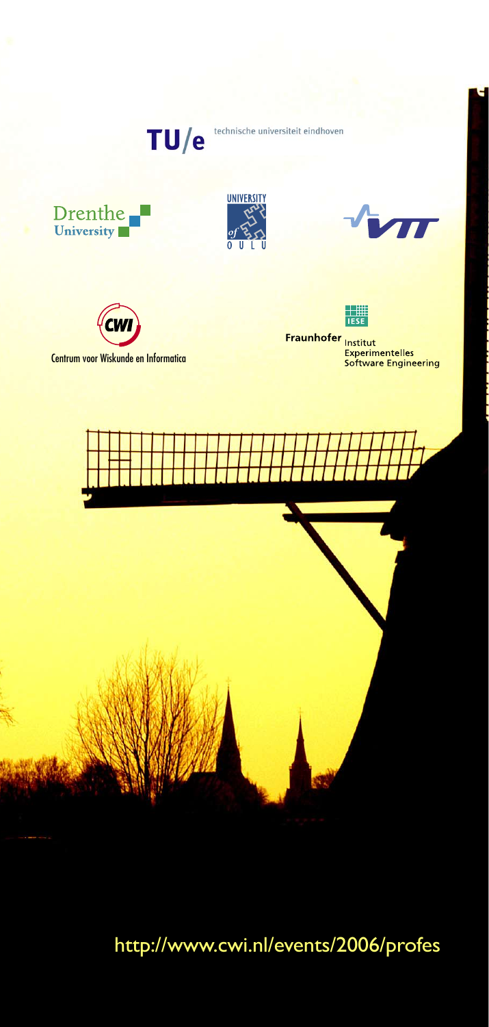technische universiteit eindhoven

Drenthe University

UNIVERSITY of OULU

VTT

CWI

Centrum voor Wiskunde en Informatica

IESE

Fraunhofer Institut Experimentelles Software Engineering

http://www.cwi.nl/events/2006/profes